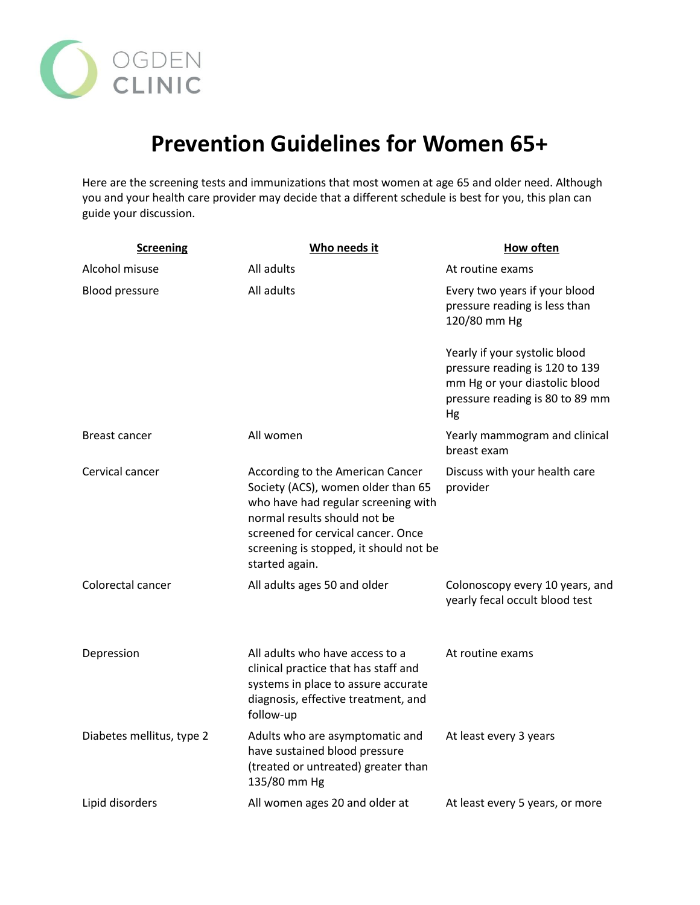OGDEN CLINIC

# Prevention Guidelines for Women 65+

Here are the screening tests and immunizations that most women at age 65 and older need. Although you and your health care provider may decide that a different schedule is best for you, this plan can guide your discussion.

| Screening | Who needs it | How often |
| --- | --- | --- |
| Alcohol misuse | All adults | At routine exams |
| Blood pressure | All adults | Every two years if your blood pressure reading is less than 120/80 mm Hg<br><br>Yearly if your systolic blood pressure reading is 120 to 139 mm Hg or your diastolic blood pressure reading is 80 to 89 mm Hg |
| Breast cancer | All women | Yearly mammogram and clinical breast exam |
| Cervical cancer | According to the American Cancer Society (ACS), women older than 65 who have had regular screening with normal results should not be screened for cervical cancer. Once screening is stopped, it should not be started again. | Discuss with your health care provider |
| Colorectal cancer | All adults ages 50 and older | Colonoscopy every 10 years, and yearly fecal occult blood test |
| Depression | All adults who have access to a clinical practice that has staff and systems in place to assure accurate diagnosis, effective treatment, and follow-up | At routine exams |
| Diabetes mellitus, type 2 | Adults who are asymptomatic and have sustained blood pressure (treated or untreated) greater than 135/80 mm Hg | At least every 3 years |
| Lipid disorders | All women ages 20 and older at | At least every 5 years, or more |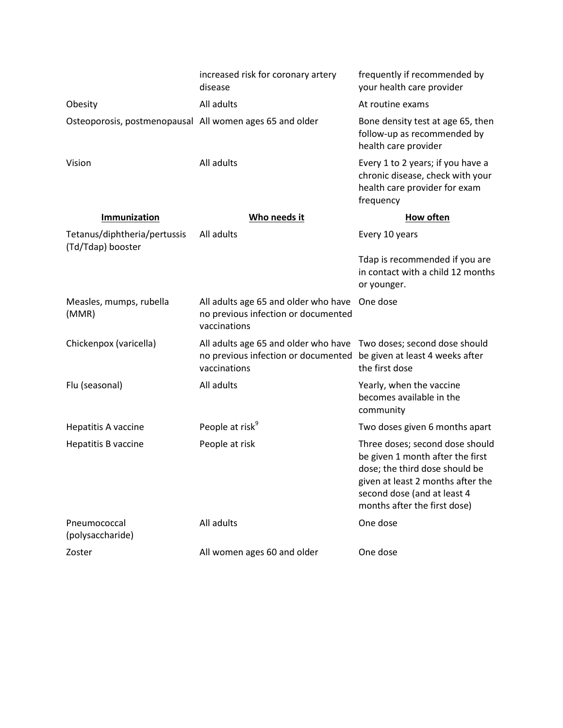| | | |
|---|---|---|
| | increased risk for coronary artery disease | frequently if recommended by your health care provider |
| Obesity | All adults | At routine exams |
| Osteoporosis, postmenopausal | All women ages 65 and older | Bone density test at age 65, then follow-up as recommended by health care provider |
| Vision | All adults | Every 1 to 2 years; if you have a chronic disease, check with your health care provider for exam frequency |
| **Immunization** | **Who needs it** | **How often** |
| Tetanus/diphtheria/pertussis (Td/Tdap) booster | All adults | Every 10 years<br><br>Tdap is recommended if you are in contact with a child 12 months or younger. |
| Measles, mumps, rubella (MMR) | All adults age 65 and older who have no previous infection or documented vaccinations | One dose |
| Chickenpox (varicella) | All adults age 65 and older who have no previous infection or documented vaccinations | Two doses; second dose should be given at least 4 weeks after the first dose |
| Flu (seasonal) | All adults | Yearly, when the vaccine becomes available in the community |
| Hepatitis A vaccine | People at risk[9] | Two doses given 6 months apart |
| Hepatitis B vaccine | People at risk | Three doses; second dose should be given 1 month after the first dose; the third dose should be given at least 2 months after the second dose (and at least 4 months after the first dose) |
| Pneumococcal (polysaccharide) | All adults | One dose |
| Zoster | All women ages 60 and older | One dose |